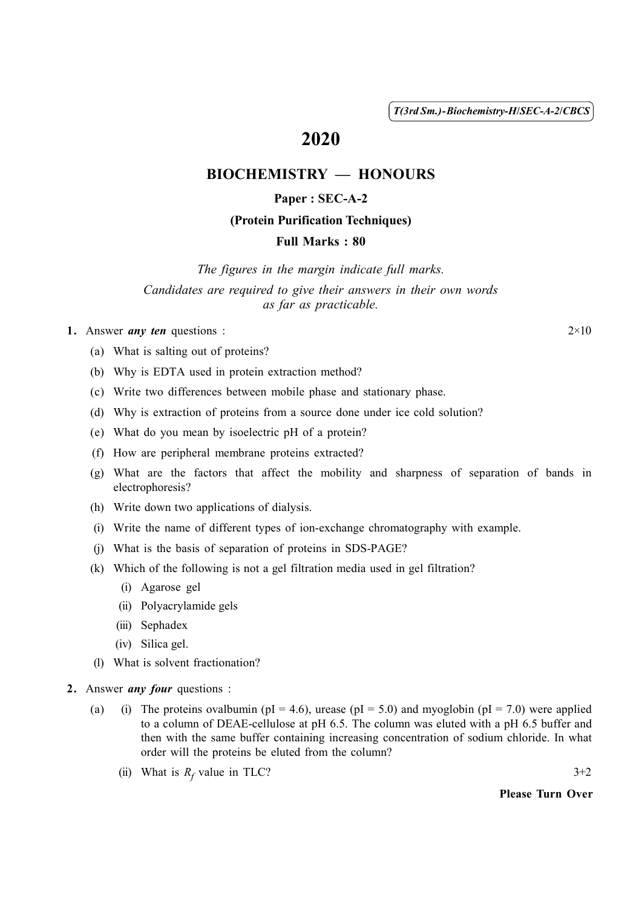T(3rd Sm.)-Biochemistry-H/SEC-A-2/CBCS

# 2020

## BIOCHEMISTRY — HONOURS

### Paper : SEC-A-2

### (Protein Purification Techniques)

### Full Marks : 80

*The figures in the margin indicate full marks.*

*Candidates are required to give their answers in their own words as far as practicable.*

**1.** Answer ***any ten*** questions : 2×10

(a) What is salting out of proteins?

(b) Why is EDTA used in protein extraction method?

(c) Write two differences between mobile phase and stationary phase.

(d) Why is extraction of proteins from a source done under ice cold solution?

(e) What do you mean by isoelectric pH of a protein?

(f) How are peripheral membrane proteins extracted?

(g) What are the factors that affect the mobility and sharpness of separation of bands in electrophoresis?

(h) Write down two applications of dialysis.

(i) Write the name of different types of ion-exchange chromatography with example.

(j) What is the basis of separation of proteins in SDS-PAGE?

(k) Which of the following is not a gel filtration media used in gel filtration?

  (i) Agarose gel

  (ii) Polyacrylamide gels

  (iii) Sephadex

  (iv) Silica gel.

(l) What is solvent fractionation?

**2.** Answer ***any four*** questions :

(a) (i) The proteins ovalbumin (pI = 4.6), urease (pI = 5.0) and myoglobin (pI = 7.0) were applied to a column of DEAE-cellulose at pH 6.5. The column was eluted with a pH 6.5 buffer and then with the same buffer containing increasing concentration of sodium chloride. In what order will the proteins be eluted from the column?

  (ii) What is $R_f$ value in TLC? 3+2

**Please Turn Over**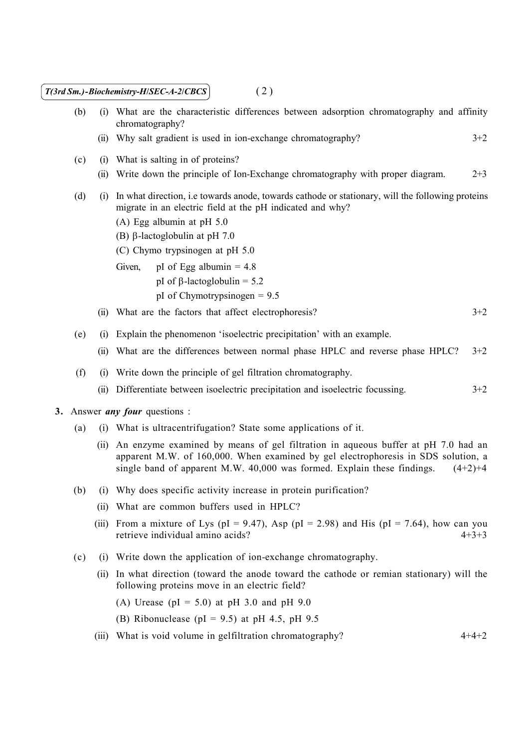(b) (i) What are the characteristic differences between adsorption chromatography and affinity chromatography?

(ii) Why salt gradient is used in ion-exchange chromatography? 3+2

(c) (i) What is salting in of proteins?

(ii) Write down the principle of Ion-Exchange chromatography with proper diagram. 2+3

(d) (i) In what direction, i.e towards anode, towards cathode or stationary, will the following proteins migrate in an electric field at the pH indicated and why?

(A) Egg albumin at pH 5.0

(B) β-lactoglobulin at pH 7.0

(C) Chymo trypsinogen at pH 5.0

Given, pI of Egg albumin = 4.8

pI of β-lactoglobulin = 5.2

pI of Chymotrypsinogen = 9.5

(ii) What are the factors that affect electrophoresis? 3+2

(e) (i) Explain the phenomenon 'isoelectric precipitation' with an example.

(ii) What are the differences between normal phase HPLC and reverse phase HPLC? 3+2

(f) (i) Write down the principle of gel filtration chromatography.

(ii) Differentiate between isoelectric precipitation and isoelectric focussing. 3+2

**3.** Answer ***any four*** questions :

(a) (i) What is ultracentrifugation? State some applications of it.

(ii) An enzyme examined by means of gel filtration in aqueous buffer at pH 7.0 had an apparent M.W. of 160,000. When examined by gel electrophoresis in SDS solution, a single band of apparent M.W. 40,000 was formed. Explain these findings. (4+2)+4

(b) (i) Why does specific activity increase in protein purification?

(ii) What are common buffers used in HPLC?

(iii) From a mixture of Lys (pI = 9.47), Asp (pI = 2.98) and His (pI = 7.64), how can you retrieve individual amino acids? 4+3+3

(c) (i) Write down the application of ion-exchange chromatography.

(ii) In what direction (toward the anode toward the cathode or remian stationary) will the following proteins move in an electric field?

(A) Urease (pI = 5.0) at pH 3.0 and pH 9.0

(B) Ribonuclease (pI = 9.5) at pH 4.5, pH 9.5

(iii) What is void volume in gelfiltration chromatography? 4+4+2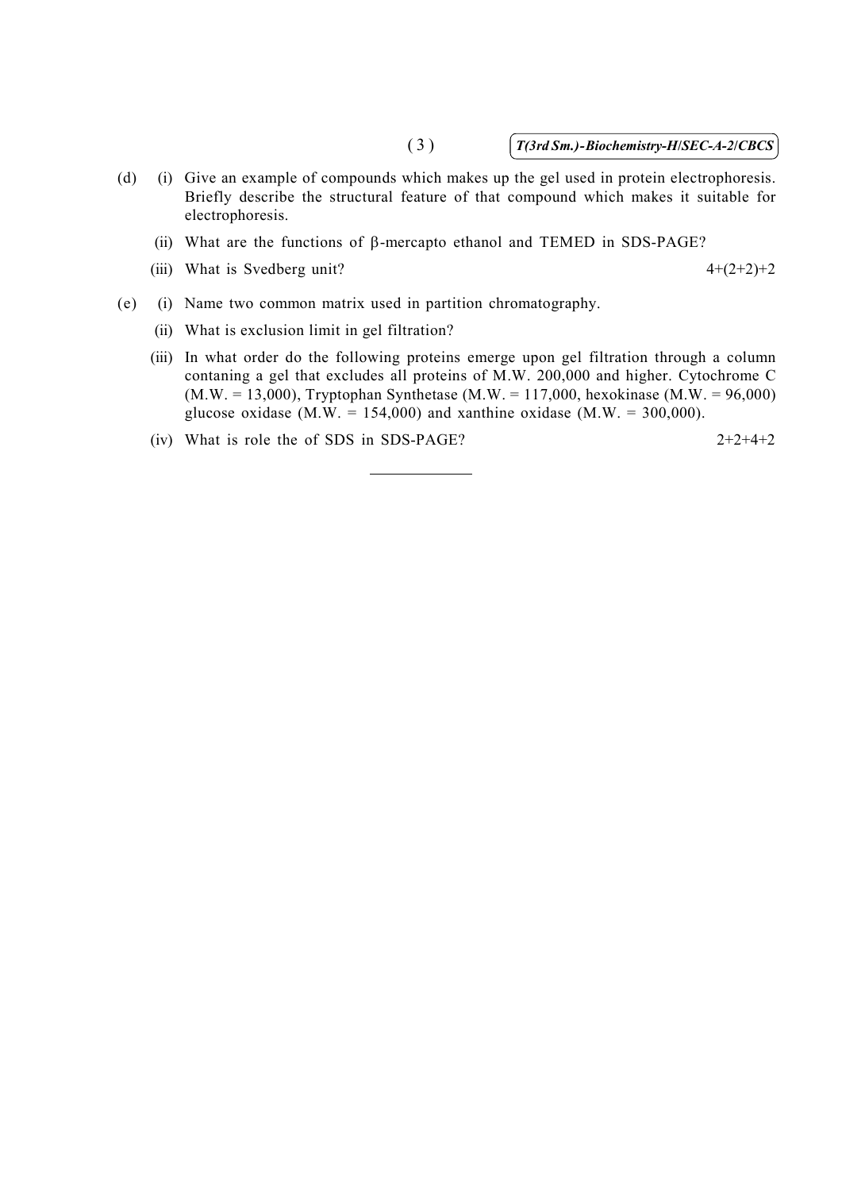(d) (i) Give an example of compounds which makes up the gel used in protein electrophoresis. Briefly describe the structural feature of that compound which makes it suitable for electrophoresis.

(ii) What are the functions of β-mercapto ethanol and TEMED in SDS-PAGE?

(iii) What is Svedberg unit? 4+(2+2)+2

(e) (i) Name two common matrix used in partition chromatography.

(ii) What is exclusion limit in gel filtration?

(iii) In what order do the following proteins emerge upon gel filtration through a column contaning a gel that excludes all proteins of M.W. 200,000 and higher. Cytochrome C (M.W. = 13,000), Tryptophan Synthetase (M.W. = 117,000, hexokinase (M.W. = 96,000) glucose oxidase (M.W. = 154,000) and xanthine oxidase (M.W. = 300,000).

(iv) What is role the of SDS in SDS-PAGE? 2+2+4+2